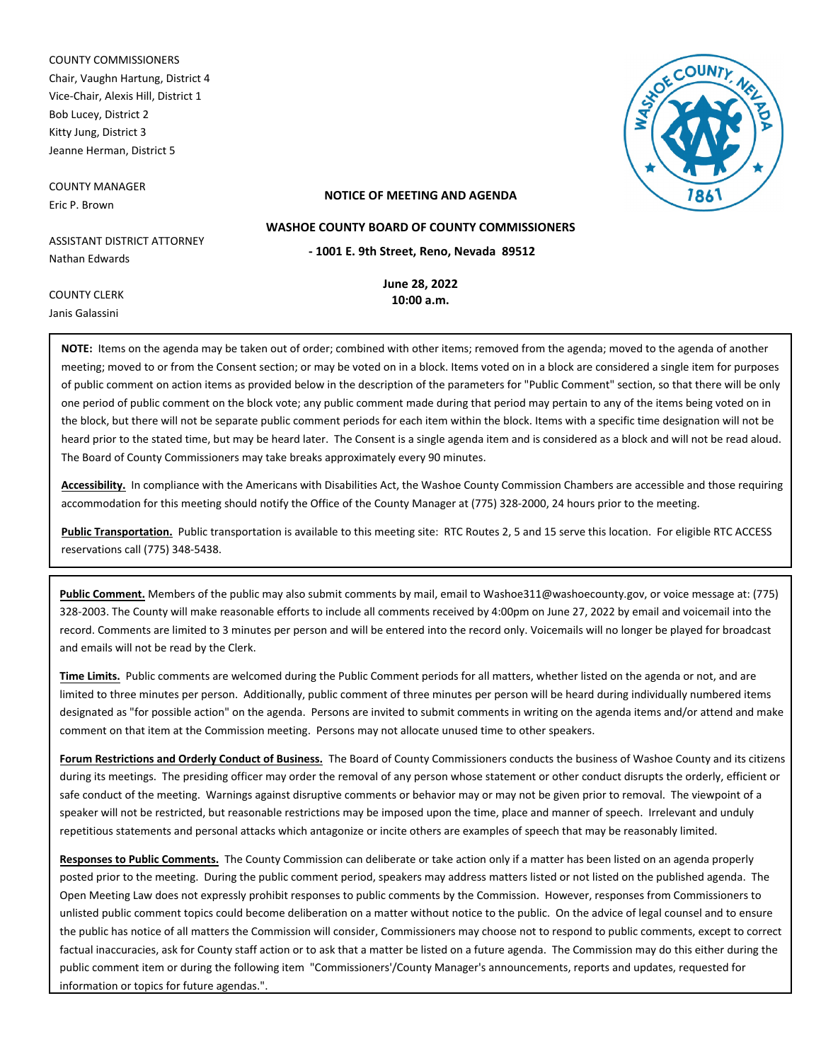COUNTY COMMISSIONERS
Chair, Vaughn Hartung, District 4
Vice-Chair, Alexis Hill, District 1
Bob Lucey, District 2
Kitty Jung, District 3
Jeanne Herman, District 5

COUNTY MANAGER
Eric P. Brown

ASSISTANT DISTRICT ATTORNEY
Nathan Edwards

COUNTY CLERK
Janis Galassini

**NOTICE OF MEETING AND AGENDA**

**WASHOE COUNTY BOARD OF COUNTY COMMISSIONERS**

**- 1001 E. 9th Street, Reno, Nevada 89512**

**June 28, 2022**
**10:00 a.m.**

**NOTE:** Items on the agenda may be taken out of order; combined with other items; removed from the agenda; moved to the agenda of another meeting; moved to or from the Consent section; or may be voted on in a block. Items voted on in a block are considered a single item for purposes of public comment on action items as provided below in the description of the parameters for "Public Comment" section, so that there will be only one period of public comment on the block vote; any public comment made during that period may pertain to any of the items being voted on in the block, but there will not be separate public comment periods for each item within the block. Items with a specific time designation will not be heard prior to the stated time, but may be heard later. The Consent is a single agenda item and is considered as a block and will not be read aloud. The Board of County Commissioners may take breaks approximately every 90 minutes.

**Accessibility.** In compliance with the Americans with Disabilities Act, the Washoe County Commission Chambers are accessible and those requiring accommodation for this meeting should notify the Office of the County Manager at (775) 328-2000, 24 hours prior to the meeting.

**Public Transportation.** Public transportation is available to this meeting site: RTC Routes 2, 5 and 15 serve this location. For eligible RTC ACCESS reservations call (775) 348-5438.

**Public Comment.** Members of the public may also submit comments by mail, email to Washoe311@washoecounty.gov, or voice message at: (775) 328-2003. The County will make reasonable efforts to include all comments received by 4:00pm on June 27, 2022 by email and voicemail into the record. Comments are limited to 3 minutes per person and will be entered into the record only. Voicemails will no longer be played for broadcast and emails will not be read by the Clerk.

**Time Limits.** Public comments are welcomed during the Public Comment periods for all matters, whether listed on the agenda or not, and are limited to three minutes per person. Additionally, public comment of three minutes per person will be heard during individually numbered items designated as "for possible action" on the agenda. Persons are invited to submit comments in writing on the agenda items and/or attend and make comment on that item at the Commission meeting. Persons may not allocate unused time to other speakers.

**Forum Restrictions and Orderly Conduct of Business.** The Board of County Commissioners conducts the business of Washoe County and its citizens during its meetings. The presiding officer may order the removal of any person whose statement or other conduct disrupts the orderly, efficient or safe conduct of the meeting. Warnings against disruptive comments or behavior may or may not be given prior to removal. The viewpoint of a speaker will not be restricted, but reasonable restrictions may be imposed upon the time, place and manner of speech. Irrelevant and unduly repetitious statements and personal attacks which antagonize or incite others are examples of speech that may be reasonably limited.

**Responses to Public Comments.** The County Commission can deliberate or take action only if a matter has been listed on an agenda properly posted prior to the meeting. During the public comment period, speakers may address matters listed or not listed on the published agenda. The Open Meeting Law does not expressly prohibit responses to public comments by the Commission. However, responses from Commissioners to unlisted public comment topics could become deliberation on a matter without notice to the public. On the advice of legal counsel and to ensure the public has notice of all matters the Commission will consider, Commissioners may choose not to respond to public comments, except to correct factual inaccuracies, ask for County staff action or to ask that a matter be listed on a future agenda. The Commission may do this either during the public comment item or during the following item "Commissioners'/County Manager's announcements, reports and updates, requested for information or topics for future agendas.".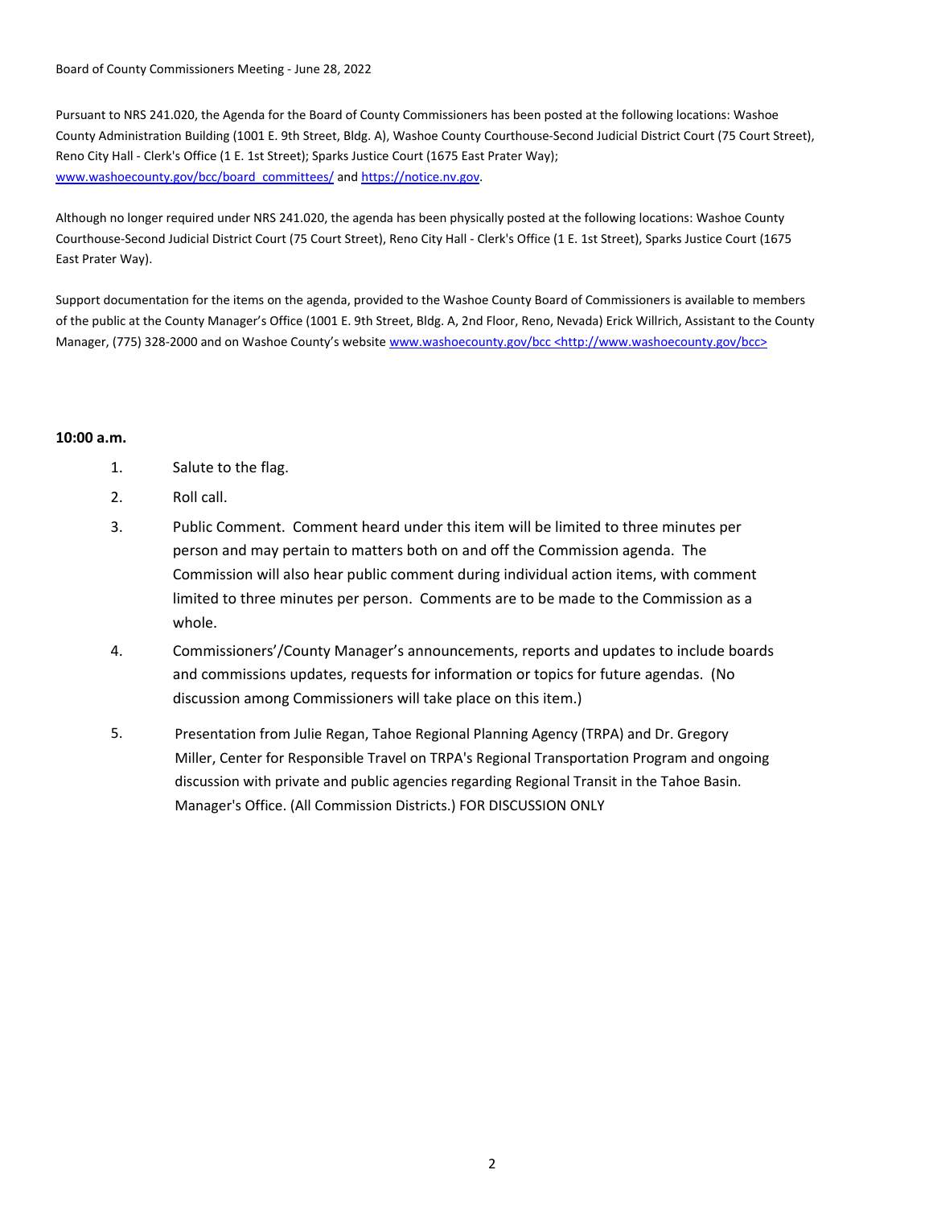Board of County Commissioners Meeting - June 28, 2022

Pursuant to NRS 241.020, the Agenda for the Board of County Commissioners has been posted at the following locations: Washoe County Administration Building (1001 E. 9th Street, Bldg. A), Washoe County Courthouse-Second Judicial District Court (75 Court Street), Reno City Hall - Clerk's Office (1 E. 1st Street); Sparks Justice Court (1675 East Prater Way); www.washoecounty.gov/bcc/board_committees/ and https://notice.nv.gov.

Although no longer required under NRS 241.020, the agenda has been physically posted at the following locations: Washoe County Courthouse-Second Judicial District Court (75 Court Street), Reno City Hall - Clerk's Office (1 E. 1st Street), Sparks Justice Court (1675 East Prater Way).

Support documentation for the items on the agenda, provided to the Washoe County Board of Commissioners is available to members of the public at the County Manager's Office (1001 E. 9th Street, Bldg. A, 2nd Floor, Reno, Nevada) Erick Willrich, Assistant to the County Manager, (775) 328-2000 and on Washoe County's website www.washoecounty.gov/bcc <http://www.washoecounty.gov/bcc>

**10:00 a.m.**

1. Salute to the flag.
2. Roll call.
3. Public Comment. Comment heard under this item will be limited to three minutes per person and may pertain to matters both on and off the Commission agenda. The Commission will also hear public comment during individual action items, with comment limited to three minutes per person. Comments are to be made to the Commission as a whole.
4. Commissioners'/County Manager's announcements, reports and updates to include boards and commissions updates, requests for information or topics for future agendas. (No discussion among Commissioners will take place on this item.)
5. Presentation from Julie Regan, Tahoe Regional Planning Agency (TRPA) and Dr. Gregory Miller, Center for Responsible Travel on TRPA's Regional Transportation Program and ongoing discussion with private and public agencies regarding Regional Transit in the Tahoe Basin. Manager's Office. (All Commission Districts.) FOR DISCUSSION ONLY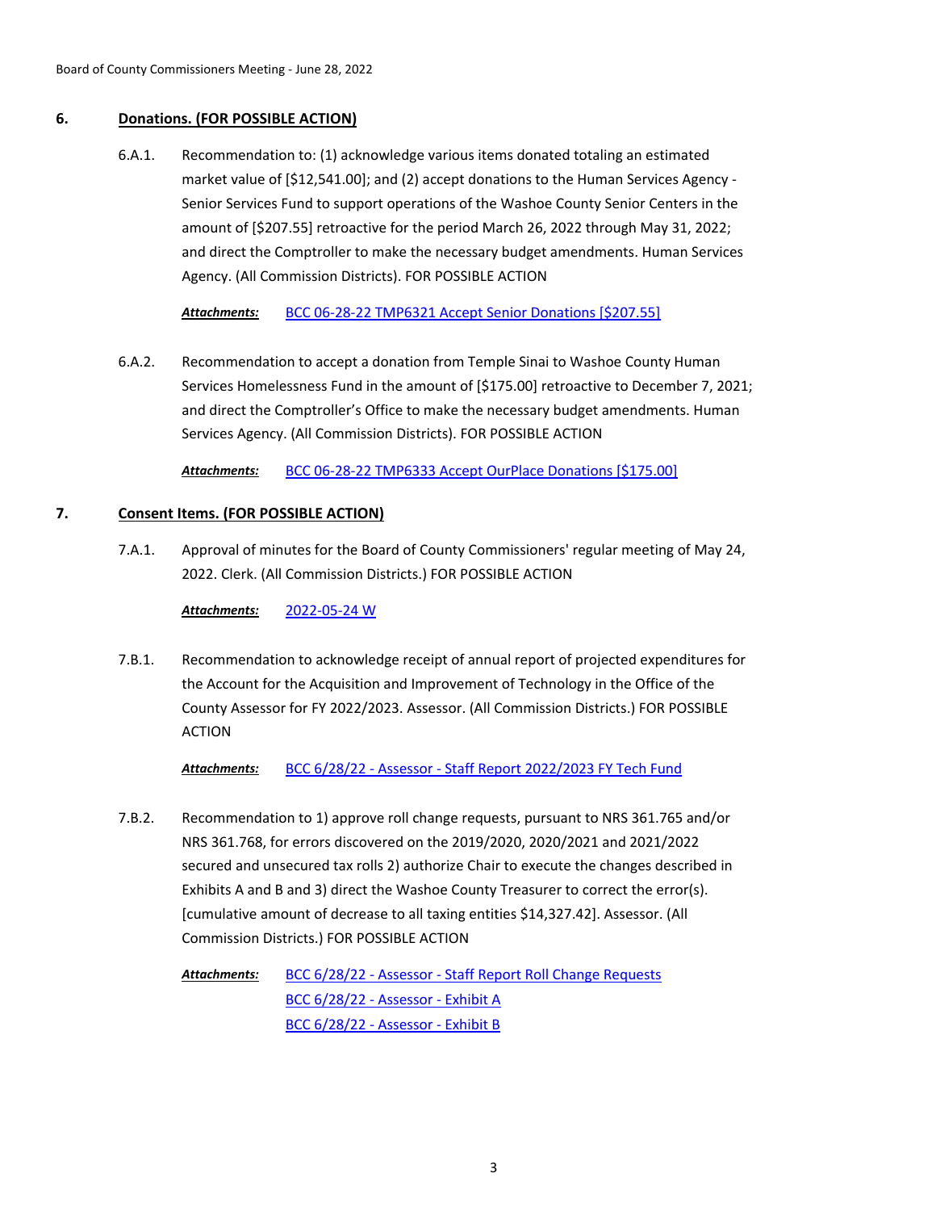## 6. Donations. (FOR POSSIBLE ACTION)

6.A.1. Recommendation to: (1) acknowledge various items donated totaling an estimated market value of [$12,541.00]; and (2) accept donations to the Human Services Agency - Senior Services Fund to support operations of the Washoe County Senior Centers in the amount of [$207.55] retroactive for the period March 26, 2022 through May 31, 2022; and direct the Comptroller to make the necessary budget amendments. Human Services Agency. (All Commission Districts). FOR POSSIBLE ACTION

***Attachments:*** BCC 06-28-22 TMP6321 Accept Senior Donations [$207.55]

6.A.2. Recommendation to accept a donation from Temple Sinai to Washoe County Human Services Homelessness Fund in the amount of [$175.00] retroactive to December 7, 2021; and direct the Comptroller's Office to make the necessary budget amendments. Human Services Agency. (All Commission Districts). FOR POSSIBLE ACTION

***Attachments:*** BCC 06-28-22 TMP6333 Accept OurPlace Donations [$175.00]

## 7. Consent Items. (FOR POSSIBLE ACTION)

7.A.1. Approval of minutes for the Board of County Commissioners' regular meeting of May 24, 2022. Clerk. (All Commission Districts.) FOR POSSIBLE ACTION

***Attachments:*** 2022-05-24 W

7.B.1. Recommendation to acknowledge receipt of annual report of projected expenditures for the Account for the Acquisition and Improvement of Technology in the Office of the County Assessor for FY 2022/2023. Assessor. (All Commission Districts.) FOR POSSIBLE ACTION

***Attachments:*** BCC 6/28/22 - Assessor - Staff Report 2022/2023 FY Tech Fund

7.B.2. Recommendation to 1) approve roll change requests, pursuant to NRS 361.765 and/or NRS 361.768, for errors discovered on the 2019/2020, 2020/2021 and 2021/2022 secured and unsecured tax rolls 2) authorize Chair to execute the changes described in Exhibits A and B and 3) direct the Washoe County Treasurer to correct the error(s). [cumulative amount of decrease to all taxing entities $14,327.42]. Assessor. (All Commission Districts.) FOR POSSIBLE ACTION

***Attachments:*** BCC 6/28/22 - Assessor - Staff Report Roll Change Requests
BCC 6/28/22 - Assessor - Exhibit A
BCC 6/28/22 - Assessor - Exhibit B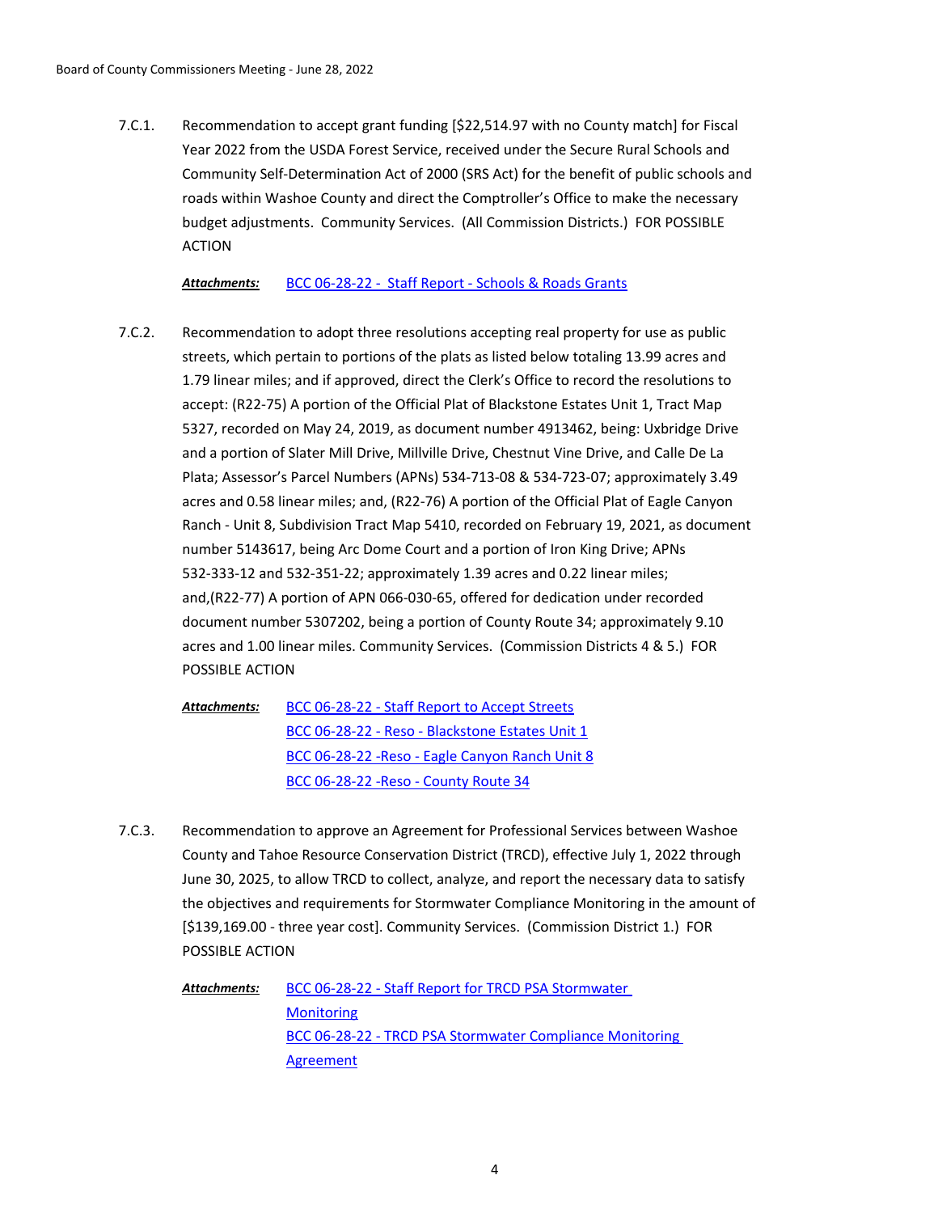7.C.1. Recommendation to accept grant funding [$22,514.97 with no County match] for Fiscal Year 2022 from the USDA Forest Service, received under the Secure Rural Schools and Community Self-Determination Act of 2000 (SRS Act) for the benefit of public schools and roads within Washoe County and direct the Comptroller's Office to make the necessary budget adjustments. Community Services. (All Commission Districts.) FOR POSSIBLE ACTION

***Attachments:*** BCC 06-28-22 - Staff Report - Schools & Roads Grants

7.C.2. Recommendation to adopt three resolutions accepting real property for use as public streets, which pertain to portions of the plats as listed below totaling 13.99 acres and 1.79 linear miles; and if approved, direct the Clerk's Office to record the resolutions to accept: (R22-75) A portion of the Official Plat of Blackstone Estates Unit 1, Tract Map 5327, recorded on May 24, 2019, as document number 4913462, being: Uxbridge Drive and a portion of Slater Mill Drive, Millville Drive, Chestnut Vine Drive, and Calle De La Plata; Assessor's Parcel Numbers (APNs) 534-713-08 & 534-723-07; approximately 3.49 acres and 0.58 linear miles; and, (R22-76) A portion of the Official Plat of Eagle Canyon Ranch - Unit 8, Subdivision Tract Map 5410, recorded on February 19, 2021, as document number 5143617, being Arc Dome Court and a portion of Iron King Drive; APNs 532-333-12 and 532-351-22; approximately 1.39 acres and 0.22 linear miles; and,(R22-77) A portion of APN 066-030-65, offered for dedication under recorded document number 5307202, being a portion of County Route 34; approximately 9.10 acres and 1.00 linear miles. Community Services. (Commission Districts 4 & 5.) FOR POSSIBLE ACTION

***Attachments:*** BCC 06-28-22 - Staff Report to Accept Streets
BCC 06-28-22 - Reso - Blackstone Estates Unit 1
BCC 06-28-22 -Reso - Eagle Canyon Ranch Unit 8
BCC 06-28-22 -Reso - County Route 34

7.C.3. Recommendation to approve an Agreement for Professional Services between Washoe County and Tahoe Resource Conservation District (TRCD), effective July 1, 2022 through June 30, 2025, to allow TRCD to collect, analyze, and report the necessary data to satisfy the objectives and requirements for Stormwater Compliance Monitoring in the amount of [$139,169.00 - three year cost]. Community Services. (Commission District 1.) FOR POSSIBLE ACTION

***Attachments:*** BCC 06-28-22 - Staff Report for TRCD PSA Stormwater Monitoring
BCC 06-28-22 - TRCD PSA Stormwater Compliance Monitoring Agreement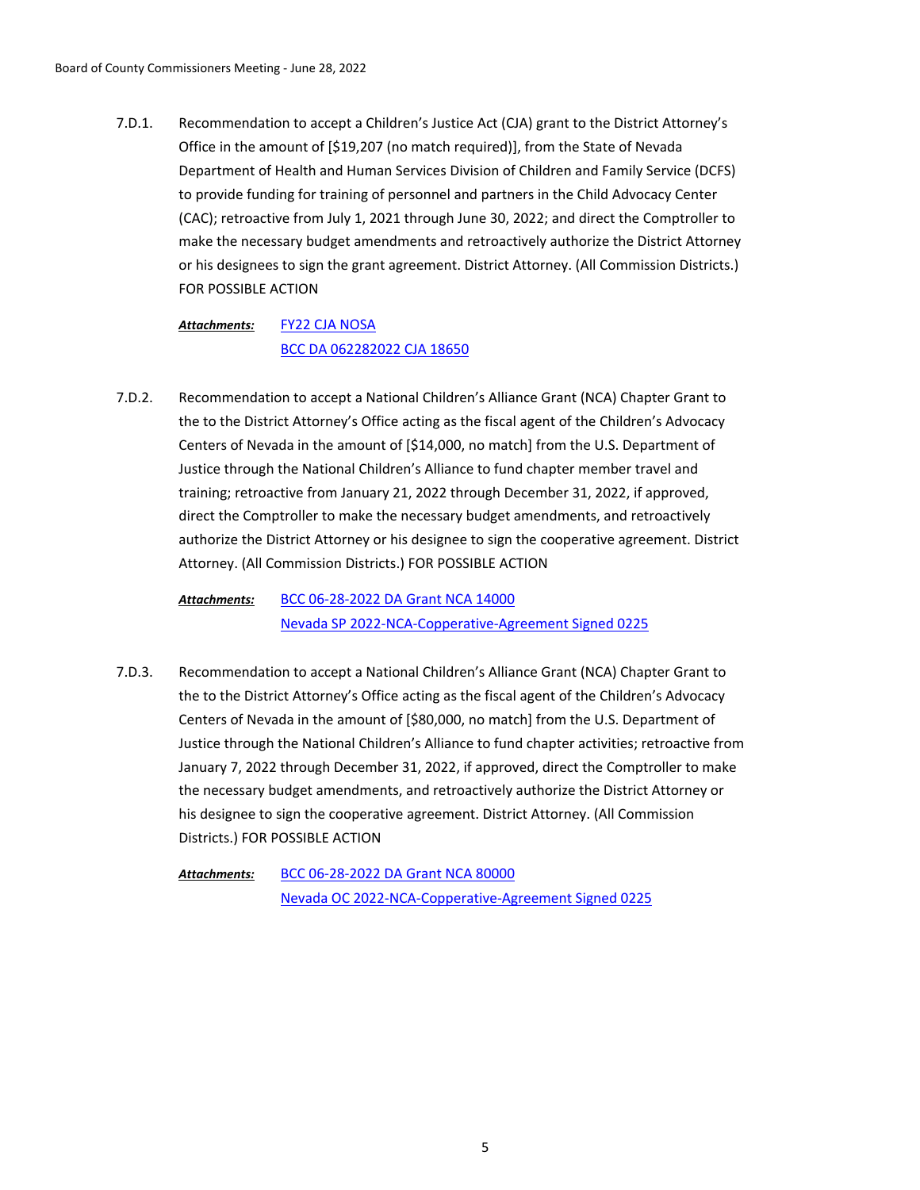7.D.1. Recommendation to accept a Children's Justice Act (CJA) grant to the District Attorney's Office in the amount of [$19,207 (no match required)], from the State of Nevada Department of Health and Human Services Division of Children and Family Service (DCFS) to provide funding for training of personnel and partners in the Child Advocacy Center (CAC); retroactive from July 1, 2021 through June 30, 2022; and direct the Comptroller to make the necessary budget amendments and retroactively authorize the District Attorney or his designees to sign the grant agreement. District Attorney. (All Commission Districts.) FOR POSSIBLE ACTION

***Attachments:*** FY22 CJA NOSA
BCC DA 062282022 CJA 18650

7.D.2. Recommendation to accept a National Children's Alliance Grant (NCA) Chapter Grant to the to the District Attorney's Office acting as the fiscal agent of the Children's Advocacy Centers of Nevada in the amount of [$14,000, no match] from the U.S. Department of Justice through the National Children's Alliance to fund chapter member travel and training; retroactive from January 21, 2022 through December 31, 2022, if approved, direct the Comptroller to make the necessary budget amendments, and retroactively authorize the District Attorney or his designee to sign the cooperative agreement. District Attorney. (All Commission Districts.) FOR POSSIBLE ACTION

***Attachments:*** BCC 06-28-2022 DA Grant NCA 14000
Nevada SP 2022-NCA-Copperative-Agreement Signed 0225

7.D.3. Recommendation to accept a National Children's Alliance Grant (NCA) Chapter Grant to the to the District Attorney's Office acting as the fiscal agent of the Children's Advocacy Centers of Nevada in the amount of [$80,000, no match] from the U.S. Department of Justice through the National Children's Alliance to fund chapter activities; retroactive from January 7, 2022 through December 31, 2022, if approved, direct the Comptroller to make the necessary budget amendments, and retroactively authorize the District Attorney or his designee to sign the cooperative agreement. District Attorney. (All Commission Districts.) FOR POSSIBLE ACTION

***Attachments:*** BCC 06-28-2022 DA Grant NCA 80000
Nevada OC 2022-NCA-Copperative-Agreement Signed 0225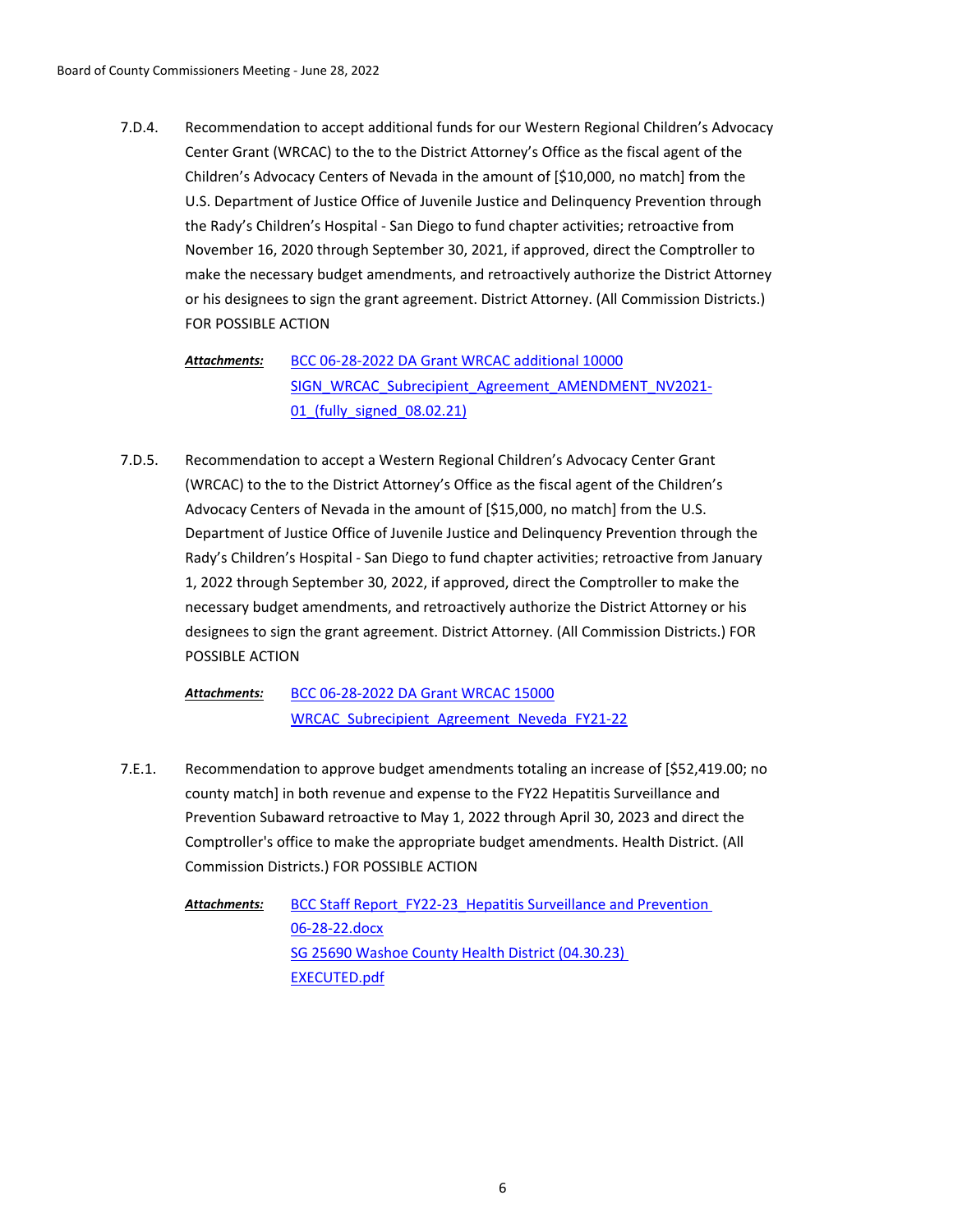7.D.4. Recommendation to accept additional funds for our Western Regional Children's Advocacy Center Grant (WRCAC) to the to the District Attorney's Office as the fiscal agent of the Children's Advocacy Centers of Nevada in the amount of [$10,000, no match] from the U.S. Department of Justice Office of Juvenile Justice and Delinquency Prevention through the Rady's Children's Hospital - San Diego to fund chapter activities; retroactive from November 16, 2020 through September 30, 2021, if approved, direct the Comptroller to make the necessary budget amendments, and retroactively authorize the District Attorney or his designees to sign the grant agreement. District Attorney. (All Commission Districts.) FOR POSSIBLE ACTION

***Attachments:*** BCC 06-28-2022 DA Grant WRCAC additional 10000
SIGN_WRCAC_Subrecipient_Agreement_AMENDMENT_NV2021-01_(fully_signed_08.02.21)

7.D.5. Recommendation to accept a Western Regional Children's Advocacy Center Grant (WRCAC) to the to the District Attorney's Office as the fiscal agent of the Children's Advocacy Centers of Nevada in the amount of [$15,000, no match] from the U.S. Department of Justice Office of Juvenile Justice and Delinquency Prevention through the Rady's Children's Hospital - San Diego to fund chapter activities; retroactive from January 1, 2022 through September 30, 2022, if approved, direct the Comptroller to make the necessary budget amendments, and retroactively authorize the District Attorney or his designees to sign the grant agreement. District Attorney. (All Commission Districts.) FOR POSSIBLE ACTION

***Attachments:*** BCC 06-28-2022 DA Grant WRCAC 15000
WRCAC_Subrecipient_Agreement_Neveda_FY21-22

7.E.1. Recommendation to approve budget amendments totaling an increase of [$52,419.00; no county match] in both revenue and expense to the FY22 Hepatitis Surveillance and Prevention Subaward retroactive to May 1, 2022 through April 30, 2023 and direct the Comptroller's office to make the appropriate budget amendments. Health District. (All Commission Districts.) FOR POSSIBLE ACTION

***Attachments:*** BCC Staff Report_FY22-23_Hepatitis Surveillance and Prevention 06-28-22.docx
SG 25690 Washoe County Health District (04.30.23) EXECUTED.pdf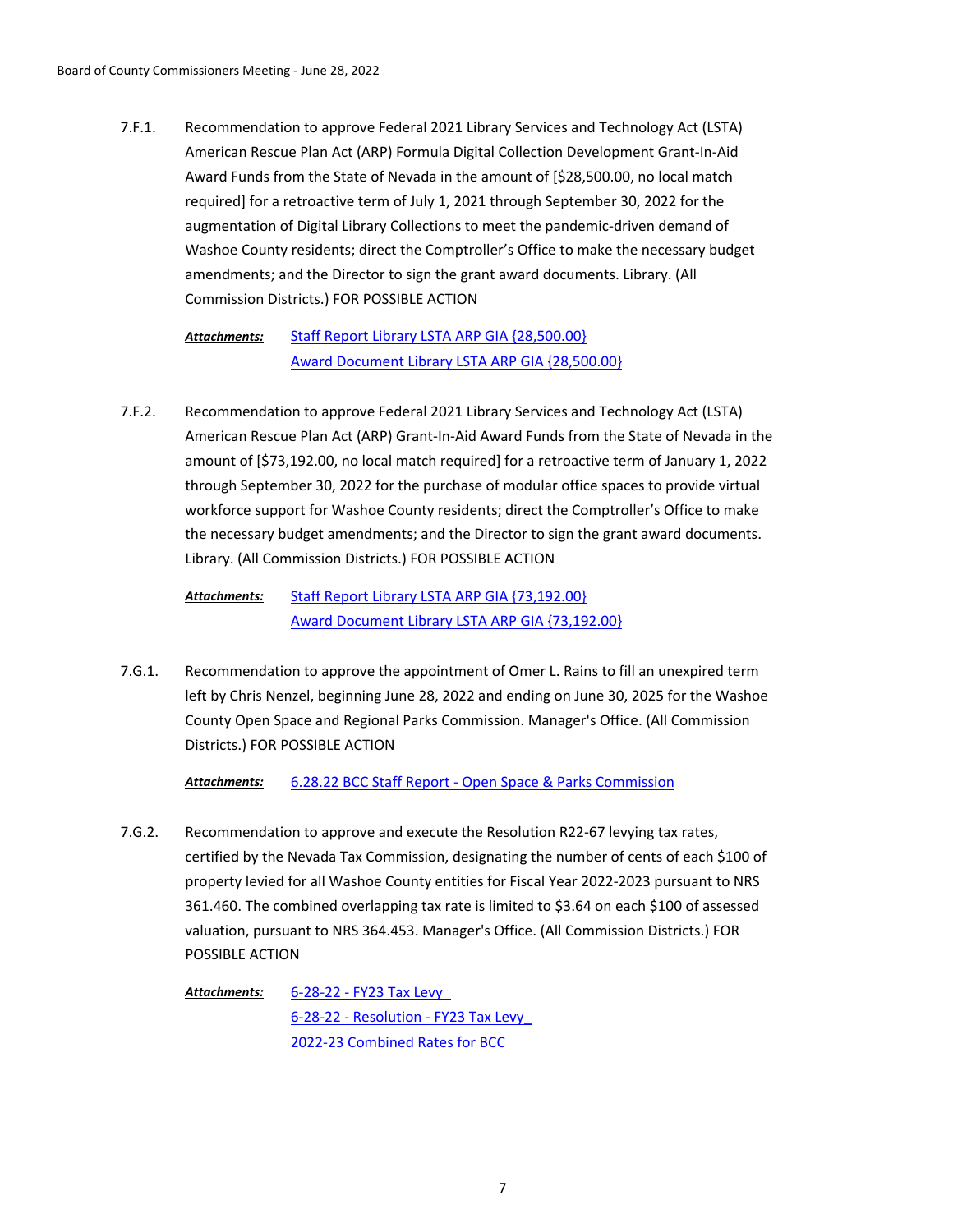7.F.1. Recommendation to approve Federal 2021 Library Services and Technology Act (LSTA) American Rescue Plan Act (ARP) Formula Digital Collection Development Grant-In-Aid Award Funds from the State of Nevada in the amount of [$28,500.00, no local match required] for a retroactive term of July 1, 2021 through September 30, 2022 for the augmentation of Digital Library Collections to meet the pandemic-driven demand of Washoe County residents; direct the Comptroller's Office to make the necessary budget amendments; and the Director to sign the grant award documents. Library. (All Commission Districts.) FOR POSSIBLE ACTION

***Attachments:*** Staff Report Library LSTA ARP GIA {28,500.00}
Award Document Library LSTA ARP GIA {28,500.00}

7.F.2. Recommendation to approve Federal 2021 Library Services and Technology Act (LSTA) American Rescue Plan Act (ARP) Grant-In-Aid Award Funds from the State of Nevada in the amount of [$73,192.00, no local match required] for a retroactive term of January 1, 2022 through September 30, 2022 for the purchase of modular office spaces to provide virtual workforce support for Washoe County residents; direct the Comptroller's Office to make the necessary budget amendments; and the Director to sign the grant award documents. Library. (All Commission Districts.) FOR POSSIBLE ACTION

***Attachments:*** Staff Report Library LSTA ARP GIA {73,192.00}
Award Document Library LSTA ARP GIA {73,192.00}

7.G.1. Recommendation to approve the appointment of Omer L. Rains to fill an unexpired term left by Chris Nenzel, beginning June 28, 2022 and ending on June 30, 2025 for the Washoe County Open Space and Regional Parks Commission. Manager's Office. (All Commission Districts.) FOR POSSIBLE ACTION

***Attachments:*** 6.28.22 BCC Staff Report - Open Space & Parks Commission

7.G.2. Recommendation to approve and execute the Resolution R22-67 levying tax rates, certified by the Nevada Tax Commission, designating the number of cents of each $100 of property levied for all Washoe County entities for Fiscal Year 2022-2023 pursuant to NRS 361.460. The combined overlapping tax rate is limited to $3.64 on each $100 of assessed valuation, pursuant to NRS 364.453. Manager's Office. (All Commission Districts.) FOR POSSIBLE ACTION

***Attachments:*** 6-28-22 - FY23 Tax Levy
6-28-22 - Resolution - FY23 Tax Levy_
2022-23 Combined Rates for BCC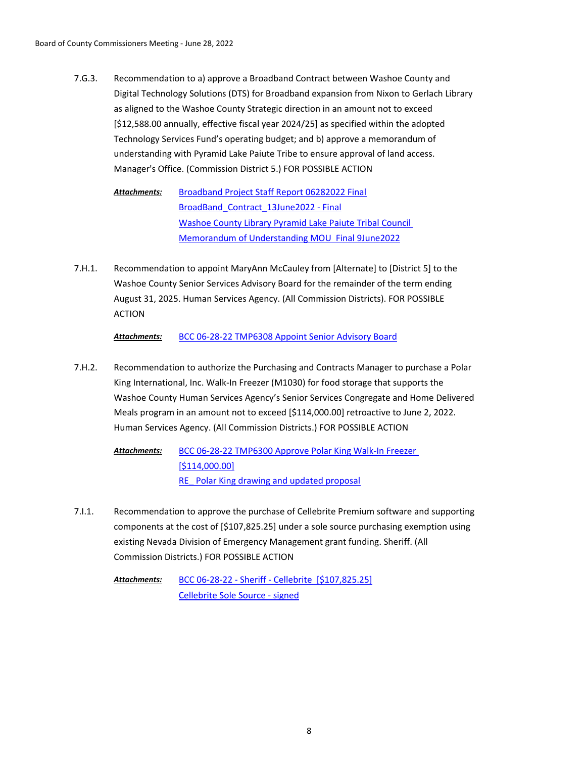7.G.3. Recommendation to a) approve a Broadband Contract between Washoe County and Digital Technology Solutions (DTS) for Broadband expansion from Nixon to Gerlach Library as aligned to the Washoe County Strategic direction in an amount not to exceed [$12,588.00 annually, effective fiscal year 2024/25] as specified within the adopted Technology Services Fund's operating budget; and b) approve a memorandum of understanding with Pyramid Lake Paiute Tribe to ensure approval of land access. Manager's Office. (Commission District 5.) FOR POSSIBLE ACTION

***Attachments:*** Broadband Project Staff Report 06282022 Final
BroadBand_Contract_13June2022 - Final
Washoe County Library Pyramid Lake Paiute Tribal Council Memorandum of Understanding MOU Final 9June2022

7.H.1. Recommendation to appoint MaryAnn McCauley from [Alternate] to [District 5] to the Washoe County Senior Services Advisory Board for the remainder of the term ending August 31, 2025. Human Services Agency. (All Commission Districts). FOR POSSIBLE ACTION

***Attachments:*** BCC 06-28-22 TMP6308 Appoint Senior Advisory Board

7.H.2. Recommendation to authorize the Purchasing and Contracts Manager to purchase a Polar King International, Inc. Walk-In Freezer (M1030) for food storage that supports the Washoe County Human Services Agency's Senior Services Congregate and Home Delivered Meals program in an amount not to exceed [$114,000.00] retroactive to June 2, 2022. Human Services Agency. (All Commission Districts.) FOR POSSIBLE ACTION

***Attachments:*** BCC 06-28-22 TMP6300 Approve Polar King Walk-In Freezer [$114,000.00]
RE_ Polar King drawing and updated proposal

7.I.1. Recommendation to approve the purchase of Cellebrite Premium software and supporting components at the cost of [$107,825.25] under a sole source purchasing exemption using existing Nevada Division of Emergency Management grant funding. Sheriff. (All Commission Districts.) FOR POSSIBLE ACTION

***Attachments:*** BCC 06-28-22 - Sheriff - Cellebrite [$107,825.25]
Cellebrite Sole Source - signed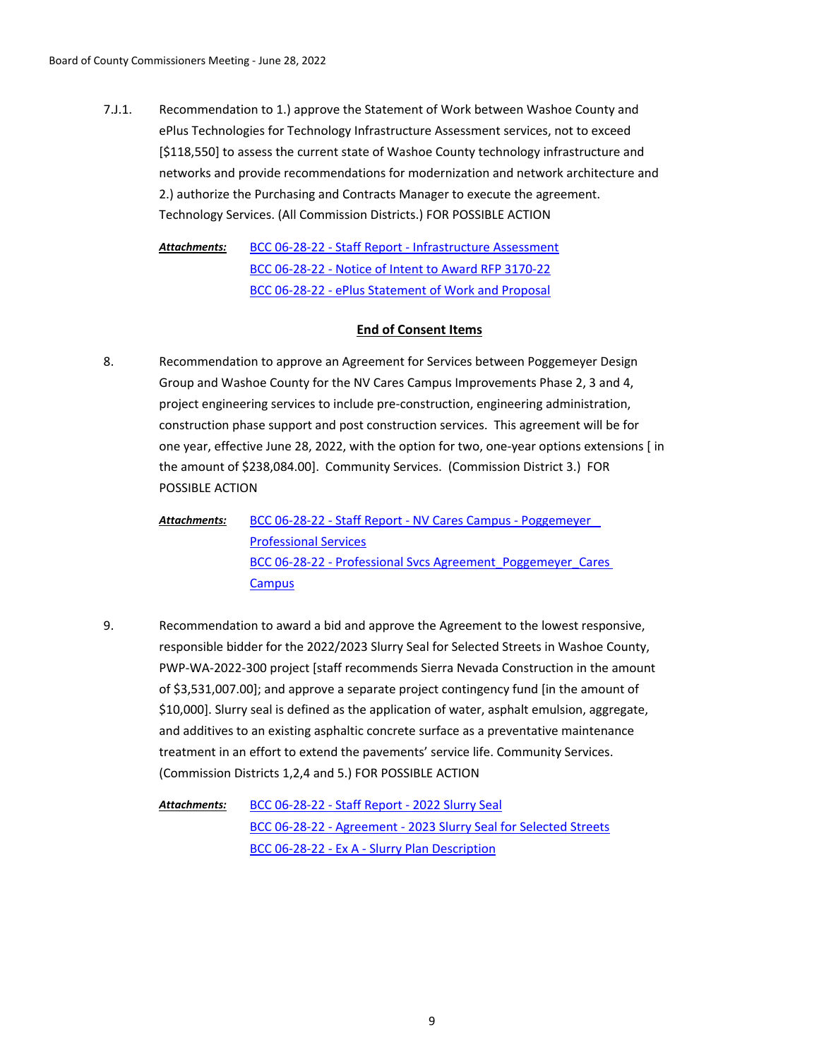7.J.1. Recommendation to 1.) approve the Statement of Work between Washoe County and ePlus Technologies for Technology Infrastructure Assessment services, not to exceed [$118,550] to assess the current state of Washoe County technology infrastructure and networks and provide recommendations for modernization and network architecture and 2.) authorize the Purchasing and Contracts Manager to execute the agreement. Technology Services. (All Commission Districts.) FOR POSSIBLE ACTION

***Attachments:*** BCC 06-28-22 - Staff Report - Infrastructure Assessment
BCC 06-28-22 - Notice of Intent to Award RFP 3170-22
BCC 06-28-22 - ePlus Statement of Work and Proposal

**End of Consent Items**

8. Recommendation to approve an Agreement for Services between Poggemeyer Design Group and Washoe County for the NV Cares Campus Improvements Phase 2, 3 and 4, project engineering services to include pre-construction, engineering administration, construction phase support and post construction services. This agreement will be for one year, effective June 28, 2022, with the option for two, one-year options extensions [ in the amount of $238,084.00]. Community Services. (Commission District 3.) FOR POSSIBLE ACTION

***Attachments:*** BCC 06-28-22 - Staff Report - NV Cares Campus - Poggemeyer Professional Services
BCC 06-28-22 - Professional Svcs Agreement_Poggemeyer_Cares Campus

9. Recommendation to award a bid and approve the Agreement to the lowest responsive, responsible bidder for the 2022/2023 Slurry Seal for Selected Streets in Washoe County, PWP-WA-2022-300 project [staff recommends Sierra Nevada Construction in the amount of $3,531,007.00]; and approve a separate project contingency fund [in the amount of $10,000]. Slurry seal is defined as the application of water, asphalt emulsion, aggregate, and additives to an existing asphaltic concrete surface as a preventative maintenance treatment in an effort to extend the pavements' service life. Community Services. (Commission Districts 1,2,4 and 5.) FOR POSSIBLE ACTION

***Attachments:*** BCC 06-28-22 - Staff Report - 2022 Slurry Seal
BCC 06-28-22 - Agreement - 2023 Slurry Seal for Selected Streets
BCC 06-28-22 - Ex A - Slurry Plan Description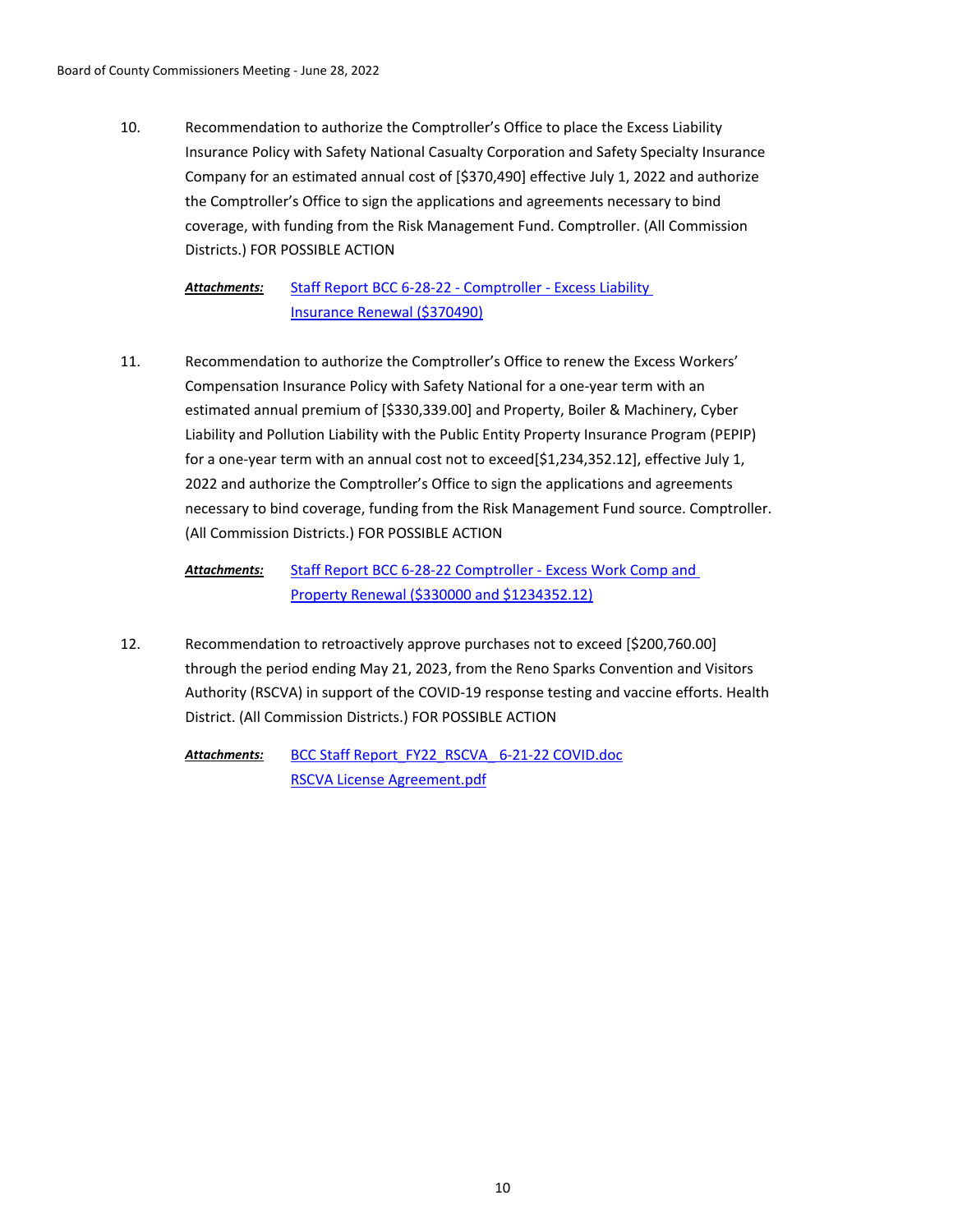10. Recommendation to authorize the Comptroller's Office to place the Excess Liability Insurance Policy with Safety National Casualty Corporation and Safety Specialty Insurance Company for an estimated annual cost of [$370,490] effective July 1, 2022 and authorize the Comptroller's Office to sign the applications and agreements necessary to bind coverage, with funding from the Risk Management Fund. Comptroller. (All Commission Districts.) FOR POSSIBLE ACTION

    ***Attachments:*** Staff Report BCC 6-28-22 - Comptroller - Excess Liability Insurance Renewal ($370490)

11. Recommendation to authorize the Comptroller's Office to renew the Excess Workers' Compensation Insurance Policy with Safety National for a one-year term with an estimated annual premium of [$330,339.00] and Property, Boiler & Machinery, Cyber Liability and Pollution Liability with the Public Entity Property Insurance Program (PEPIP) for a one-year term with an annual cost not to exceed[$1,234,352.12], effective July 1, 2022 and authorize the Comptroller's Office to sign the applications and agreements necessary to bind coverage, funding from the Risk Management Fund source. Comptroller. (All Commission Districts.) FOR POSSIBLE ACTION

    ***Attachments:*** Staff Report BCC 6-28-22 Comptroller - Excess Work Comp and Property Renewal ($330000 and $1234352.12)

12. Recommendation to retroactively approve purchases not to exceed [$200,760.00] through the period ending May 21, 2023, from the Reno Sparks Convention and Visitors Authority (RSCVA) in support of the COVID-19 response testing and vaccine efforts. Health District. (All Commission Districts.) FOR POSSIBLE ACTION

    ***Attachments:*** BCC Staff Report_FY22_RSCVA_ 6-21-22 COVID.doc
    RSCVA License Agreement.pdf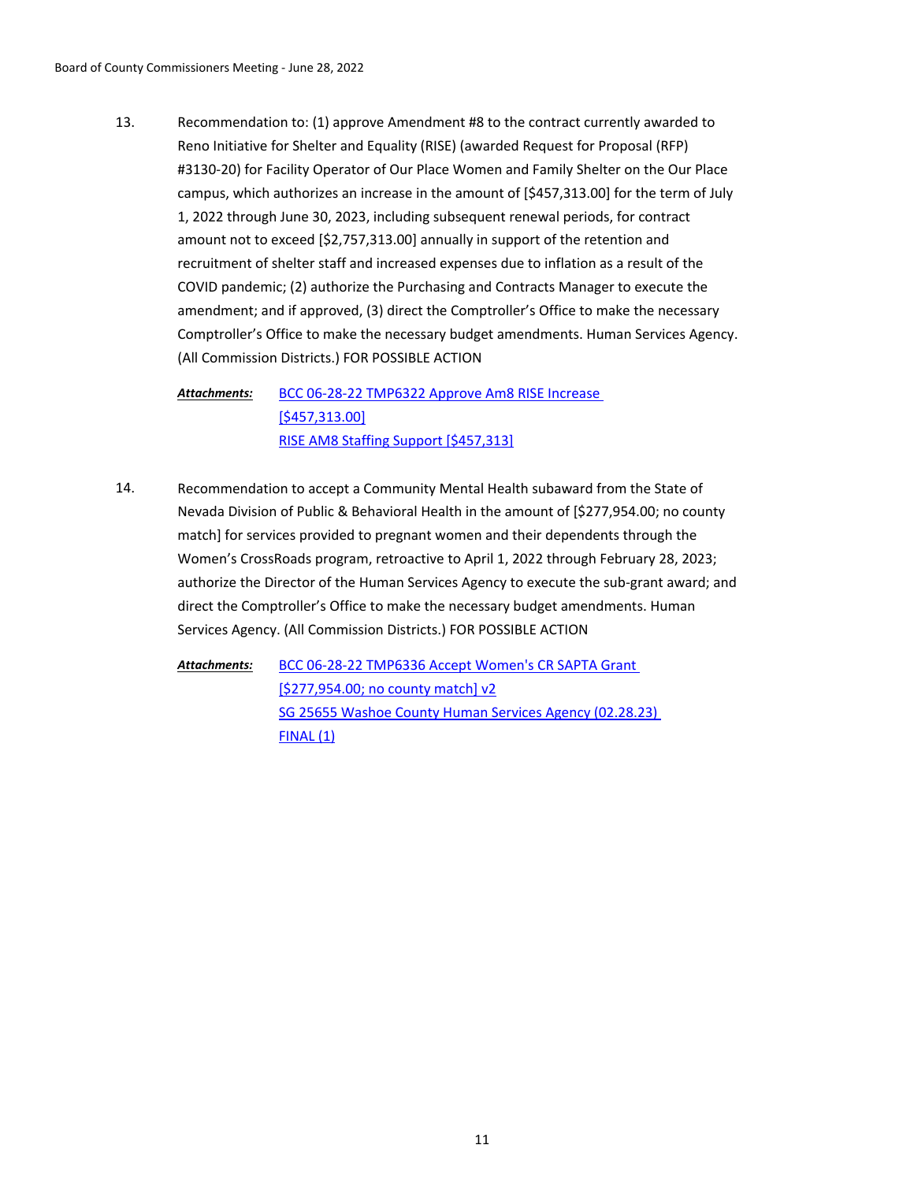13. Recommendation to: (1) approve Amendment #8 to the contract currently awarded to Reno Initiative for Shelter and Equality (RISE) (awarded Request for Proposal (RFP) #3130-20) for Facility Operator of Our Place Women and Family Shelter on the Our Place campus, which authorizes an increase in the amount of [$457,313.00] for the term of July 1, 2022 through June 30, 2023, including subsequent renewal periods, for contract amount not to exceed [$2,757,313.00] annually in support of the retention and recruitment of shelter staff and increased expenses due to inflation as a result of the COVID pandemic; (2) authorize the Purchasing and Contracts Manager to execute the amendment; and if approved, (3) direct the Comptroller's Office to make the necessary Comptroller's Office to make the necessary budget amendments. Human Services Agency. (All Commission Districts.) FOR POSSIBLE ACTION

    ***Attachments:*** BCC 06-28-22 TMP6322 Approve Am8 RISE Increase [$457,313.00]
    RISE AM8 Staffing Support [$457,313]

14. Recommendation to accept a Community Mental Health subaward from the State of Nevada Division of Public & Behavioral Health in the amount of [$277,954.00; no county match] for services provided to pregnant women and their dependents through the Women's CrossRoads program, retroactive to April 1, 2022 through February 28, 2023; authorize the Director of the Human Services Agency to execute the sub-grant award; and direct the Comptroller's Office to make the necessary budget amendments. Human Services Agency. (All Commission Districts.) FOR POSSIBLE ACTION

    ***Attachments:*** BCC 06-28-22 TMP6336 Accept Women's CR SAPTA Grant [$277,954.00; no county match] v2
    SG 25655 Washoe County Human Services Agency (02.28.23) FINAL (1)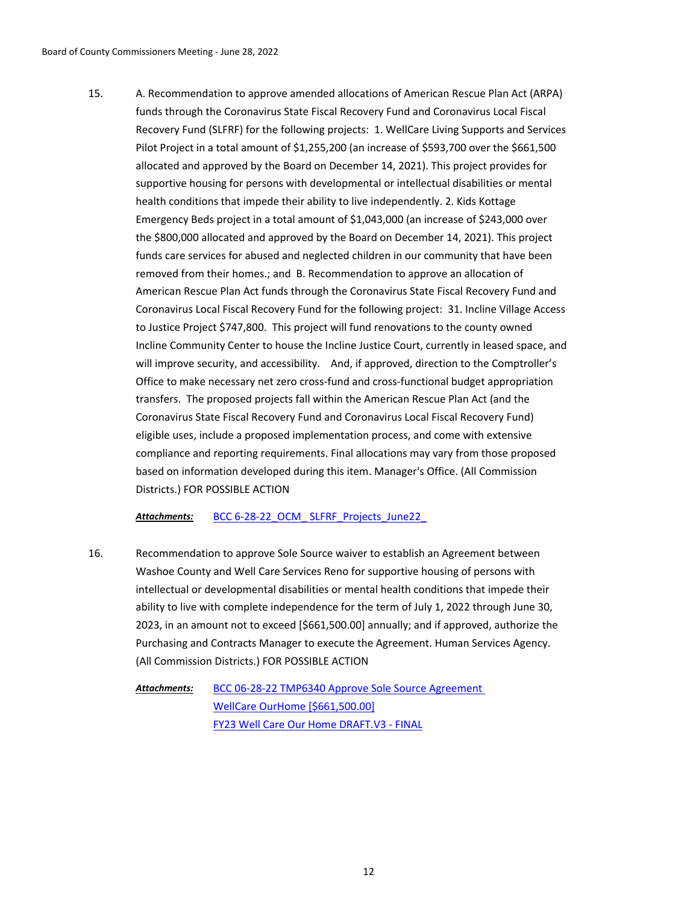15. A. Recommendation to approve amended allocations of American Rescue Plan Act (ARPA) funds through the Coronavirus State Fiscal Recovery Fund and Coronavirus Local Fiscal Recovery Fund (SLFRF) for the following projects: 1. WellCare Living Supports and Services Pilot Project in a total amount of $1,255,200 (an increase of $593,700 over the $661,500 allocated and approved by the Board on December 14, 2021). This project provides for supportive housing for persons with developmental or intellectual disabilities or mental health conditions that impede their ability to live independently. 2. Kids Kottage Emergency Beds project in a total amount of $1,043,000 (an increase of $243,000 over the $800,000 allocated and approved by the Board on December 14, 2021). This project funds care services for abused and neglected children in our community that have been removed from their homes.; and B. Recommendation to approve an allocation of American Rescue Plan Act funds through the Coronavirus State Fiscal Recovery Fund and Coronavirus Local Fiscal Recovery Fund for the following project: 31. Incline Village Access to Justice Project $747,800. This project will fund renovations to the county owned Incline Community Center to house the Incline Justice Court, currently in leased space, and will improve security, and accessibility. And, if approved, direction to the Comptroller's Office to make necessary net zero cross-fund and cross-functional budget appropriation transfers. The proposed projects fall within the American Rescue Plan Act (and the Coronavirus State Fiscal Recovery Fund and Coronavirus Local Fiscal Recovery Fund) eligible uses, include a proposed implementation process, and come with extensive compliance and reporting requirements. Final allocations may vary from those proposed based on information developed during this item. Manager's Office. (All Commission Districts.) FOR POSSIBLE ACTION

    ***Attachments:*** BCC 6-28-22_OCM_ SLFRF_Projects_June22_

16. Recommendation to approve Sole Source waiver to establish an Agreement between Washoe County and Well Care Services Reno for supportive housing of persons with intellectual or developmental disabilities or mental health conditions that impede their ability to live with complete independence for the term of July 1, 2022 through June 30, 2023, in an amount not to exceed [$661,500.00] annually; and if approved, authorize the Purchasing and Contracts Manager to execute the Agreement. Human Services Agency. (All Commission Districts.) FOR POSSIBLE ACTION

    ***Attachments:*** BCC 06-28-22 TMP6340 Approve Sole Source Agreement WellCare OurHome [$661,500.00]
    FY23 Well Care Our Home DRAFT.V3 - FINAL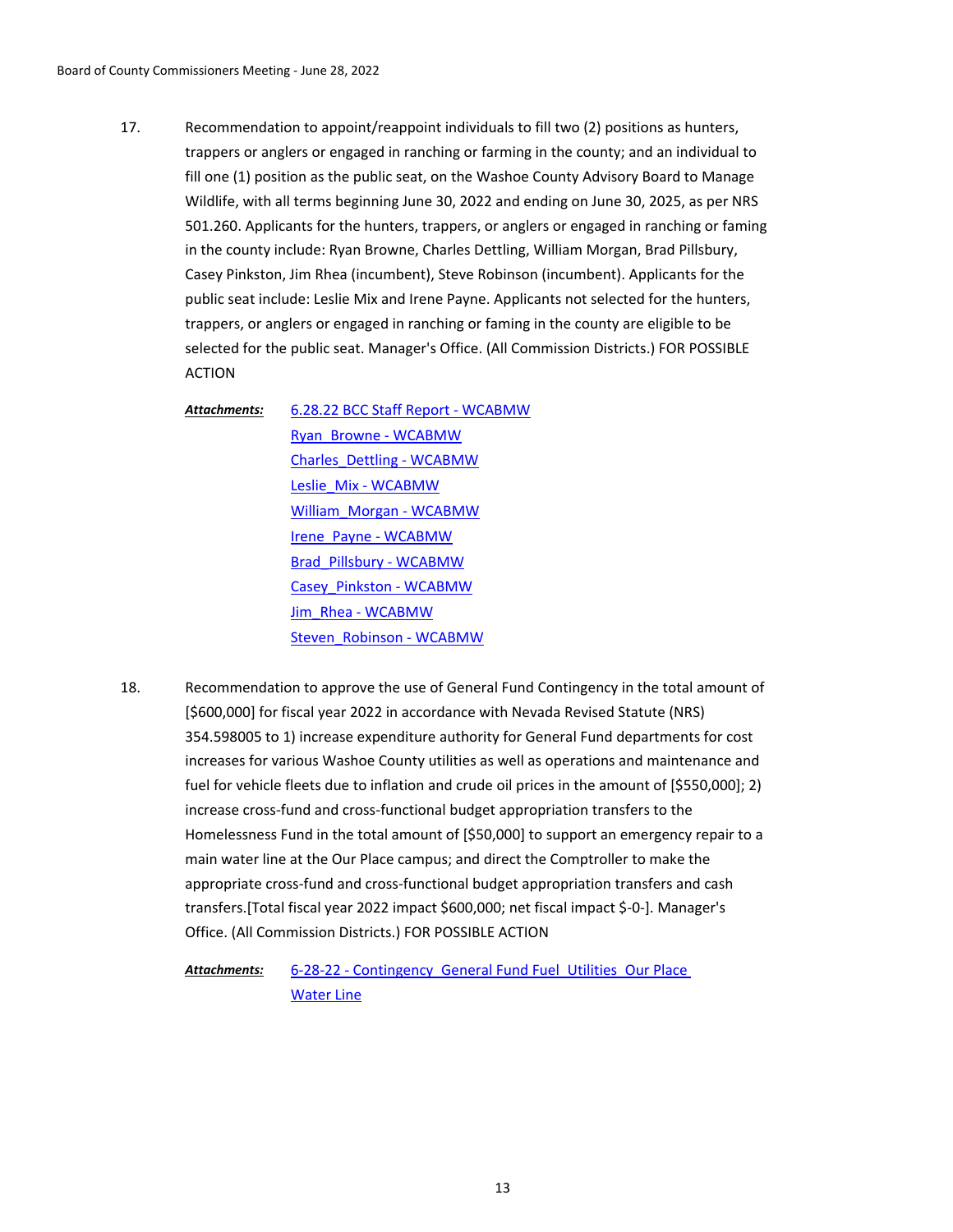17. Recommendation to appoint/reappoint individuals to fill two (2) positions as hunters, trappers or anglers or engaged in ranching or farming in the county; and an individual to fill one (1) position as the public seat, on the Washoe County Advisory Board to Manage Wildlife, with all terms beginning June 30, 2022 and ending on June 30, 2025, as per NRS 501.260. Applicants for the hunters, trappers, or anglers or engaged in ranching or faming in the county include: Ryan Browne, Charles Dettling, William Morgan, Brad Pillsbury, Casey Pinkston, Jim Rhea (incumbent), Steve Robinson (incumbent). Applicants for the public seat include: Leslie Mix and Irene Payne. Applicants not selected for the hunters, trappers, or anglers or engaged in ranching or faming in the county are eligible to be selected for the public seat. Manager's Office. (All Commission Districts.) FOR POSSIBLE ACTION

***Attachments:***
- 6.28.22 BCC Staff Report - WCABMW
- Ryan_Browne - WCABMW
- Charles_Dettling - WCABMW
- Leslie_Mix - WCABMW
- William_Morgan - WCABMW
- Irene_Payne - WCABMW
- Brad_Pillsbury - WCABMW
- Casey_Pinkston - WCABMW
- Jim_Rhea - WCABMW
- Steven_Robinson - WCABMW

18. Recommendation to approve the use of General Fund Contingency in the total amount of [$600,000] for fiscal year 2022 in accordance with Nevada Revised Statute (NRS) 354.598005 to 1) increase expenditure authority for General Fund departments for cost increases for various Washoe County utilities as well as operations and maintenance and fuel for vehicle fleets due to inflation and crude oil prices in the amount of [$550,000]; 2) increase cross-fund and cross-functional budget appropriation transfers to the Homelessness Fund in the total amount of [$50,000] to support an emergency repair to a main water line at the Our Place campus; and direct the Comptroller to make the appropriate cross-fund and cross-functional budget appropriation transfers and cash transfers.[Total fiscal year 2022 impact $600,000; net fiscal impact $-0-]. Manager's Office. (All Commission Districts.) FOR POSSIBLE ACTION

***Attachments:***
- 6-28-22 - Contingency_General Fund Fuel_Utilities_Our Place Water Line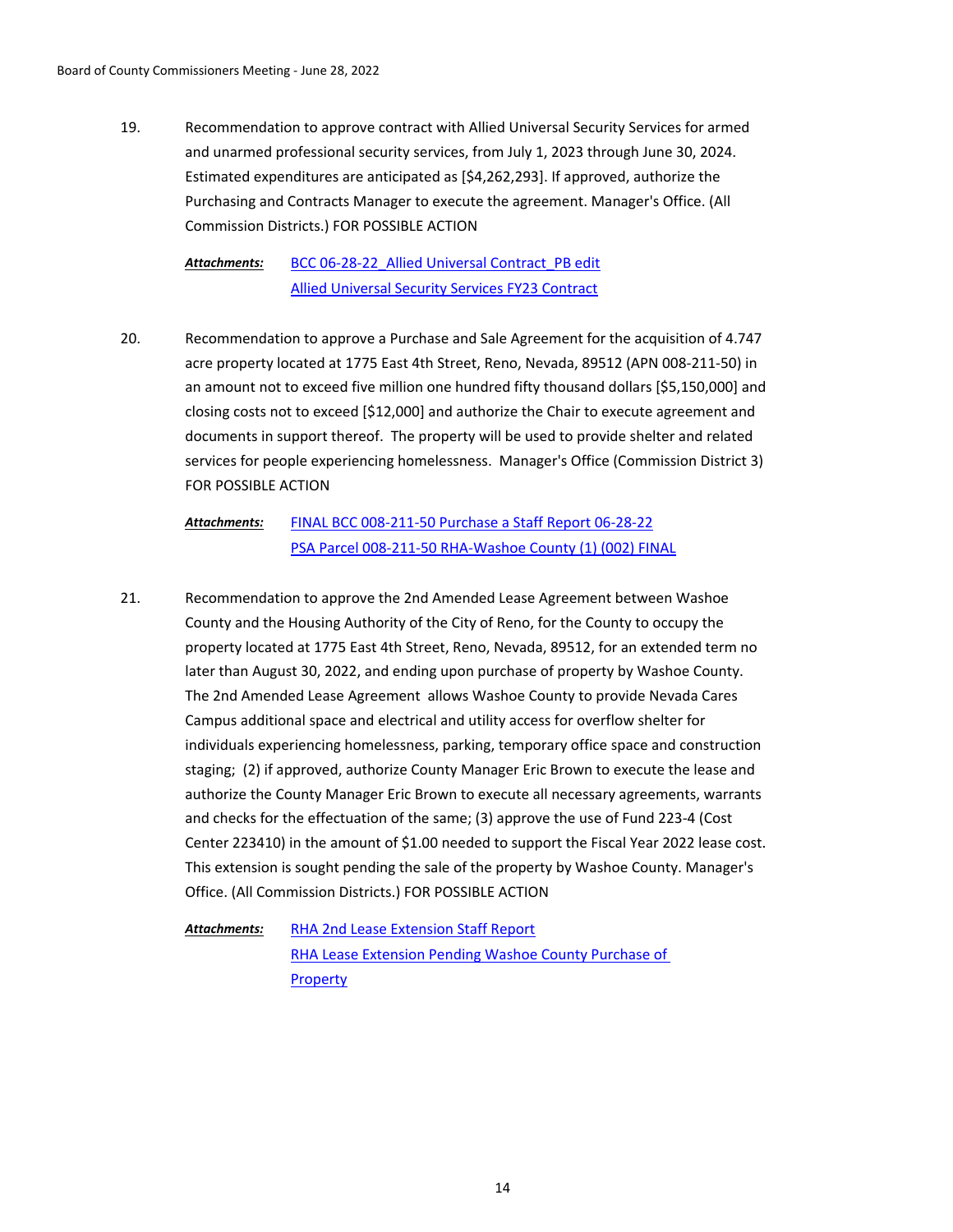19. Recommendation to approve contract with Allied Universal Security Services for armed and unarmed professional security services, from July 1, 2023 through June 30, 2024. Estimated expenditures are anticipated as [$4,262,293]. If approved, authorize the Purchasing and Contracts Manager to execute the agreement. Manager's Office. (All Commission Districts.) FOR POSSIBLE ACTION

    ***Attachments:*** BCC 06-28-22_Allied Universal Contract_PB edit
    Allied Universal Security Services FY23 Contract

20. Recommendation to approve a Purchase and Sale Agreement for the acquisition of 4.747 acre property located at 1775 East 4th Street, Reno, Nevada, 89512 (APN 008-211-50) in an amount not to exceed five million one hundred fifty thousand dollars [$5,150,000] and closing costs not to exceed [$12,000] and authorize the Chair to execute agreement and documents in support thereof. The property will be used to provide shelter and related services for people experiencing homelessness. Manager's Office (Commission District 3) FOR POSSIBLE ACTION

    ***Attachments:*** FINAL BCC 008-211-50 Purchase a Staff Report 06-28-22
    PSA Parcel 008-211-50 RHA-Washoe County (1) (002) FINAL

21. Recommendation to approve the 2nd Amended Lease Agreement between Washoe County and the Housing Authority of the City of Reno, for the County to occupy the property located at 1775 East 4th Street, Reno, Nevada, 89512, for an extended term no later than August 30, 2022, and ending upon purchase of property by Washoe County. The 2nd Amended Lease Agreement allows Washoe County to provide Nevada Cares Campus additional space and electrical and utility access for overflow shelter for individuals experiencing homelessness, parking, temporary office space and construction staging; (2) if approved, authorize County Manager Eric Brown to execute the lease and authorize the County Manager Eric Brown to execute all necessary agreements, warrants and checks for the effectuation of the same; (3) approve the use of Fund 223-4 (Cost Center 223410) in the amount of $1.00 needed to support the Fiscal Year 2022 lease cost. This extension is sought pending the sale of the property by Washoe County. Manager's Office. (All Commission Districts.) FOR POSSIBLE ACTION

    ***Attachments:*** RHA 2nd Lease Extension Staff Report
    RHA Lease Extension Pending Washoe County Purchase of Property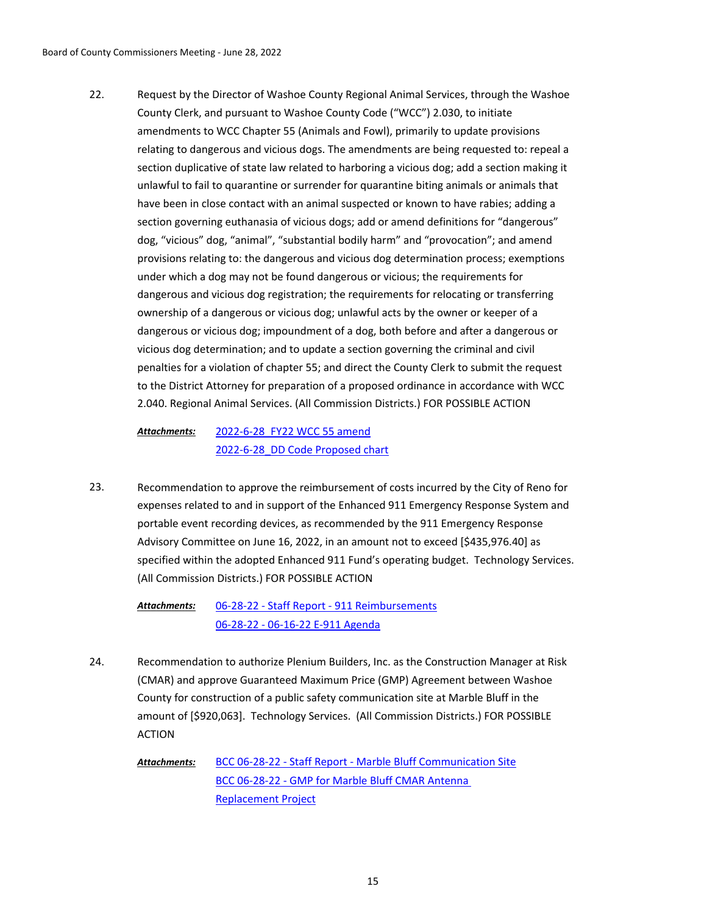22. Request by the Director of Washoe County Regional Animal Services, through the Washoe County Clerk, and pursuant to Washoe County Code ("WCC") 2.030, to initiate amendments to WCC Chapter 55 (Animals and Fowl), primarily to update provisions relating to dangerous and vicious dogs. The amendments are being requested to: repeal a section duplicative of state law related to harboring a vicious dog; add a section making it unlawful to fail to quarantine or surrender for quarantine biting animals or animals that have been in close contact with an animal suspected or known to have rabies; adding a section governing euthanasia of vicious dogs; add or amend definitions for "dangerous" dog, "vicious" dog, "animal", "substantial bodily harm" and "provocation"; and amend provisions relating to: the dangerous and vicious dog determination process; exemptions under which a dog may not be found dangerous or vicious; the requirements for dangerous and vicious dog registration; the requirements for relocating or transferring ownership of a dangerous or vicious dog; unlawful acts by the owner or keeper of a dangerous or vicious dog; impoundment of a dog, both before and after a dangerous or vicious dog determination; and to update a section governing the criminal and civil penalties for a violation of chapter 55; and direct the County Clerk to submit the request to the District Attorney for preparation of a proposed ordinance in accordance with WCC 2.040. Regional Animal Services. (All Commission Districts.) FOR POSSIBLE ACTION

    ***Attachments:*** 2022-6-28 FY22 WCC 55 amend
    2022-6-28_DD Code Proposed chart

23. Recommendation to approve the reimbursement of costs incurred by the City of Reno for expenses related to and in support of the Enhanced 911 Emergency Response System and portable event recording devices, as recommended by the 911 Emergency Response Advisory Committee on June 16, 2022, in an amount not to exceed [$435,976.40] as specified within the adopted Enhanced 911 Fund's operating budget. Technology Services. (All Commission Districts.) FOR POSSIBLE ACTION

    ***Attachments:*** 06-28-22 - Staff Report - 911 Reimbursements
    06-28-22 - 06-16-22 E-911 Agenda

24. Recommendation to authorize Plenium Builders, Inc. as the Construction Manager at Risk (CMAR) and approve Guaranteed Maximum Price (GMP) Agreement between Washoe County for construction of a public safety communication site at Marble Bluff in the amount of [$920,063]. Technology Services. (All Commission Districts.) FOR POSSIBLE ACTION

    ***Attachments:*** BCC 06-28-22 - Staff Report - Marble Bluff Communication Site
    BCC 06-28-22 - GMP for Marble Bluff CMAR Antenna Replacement Project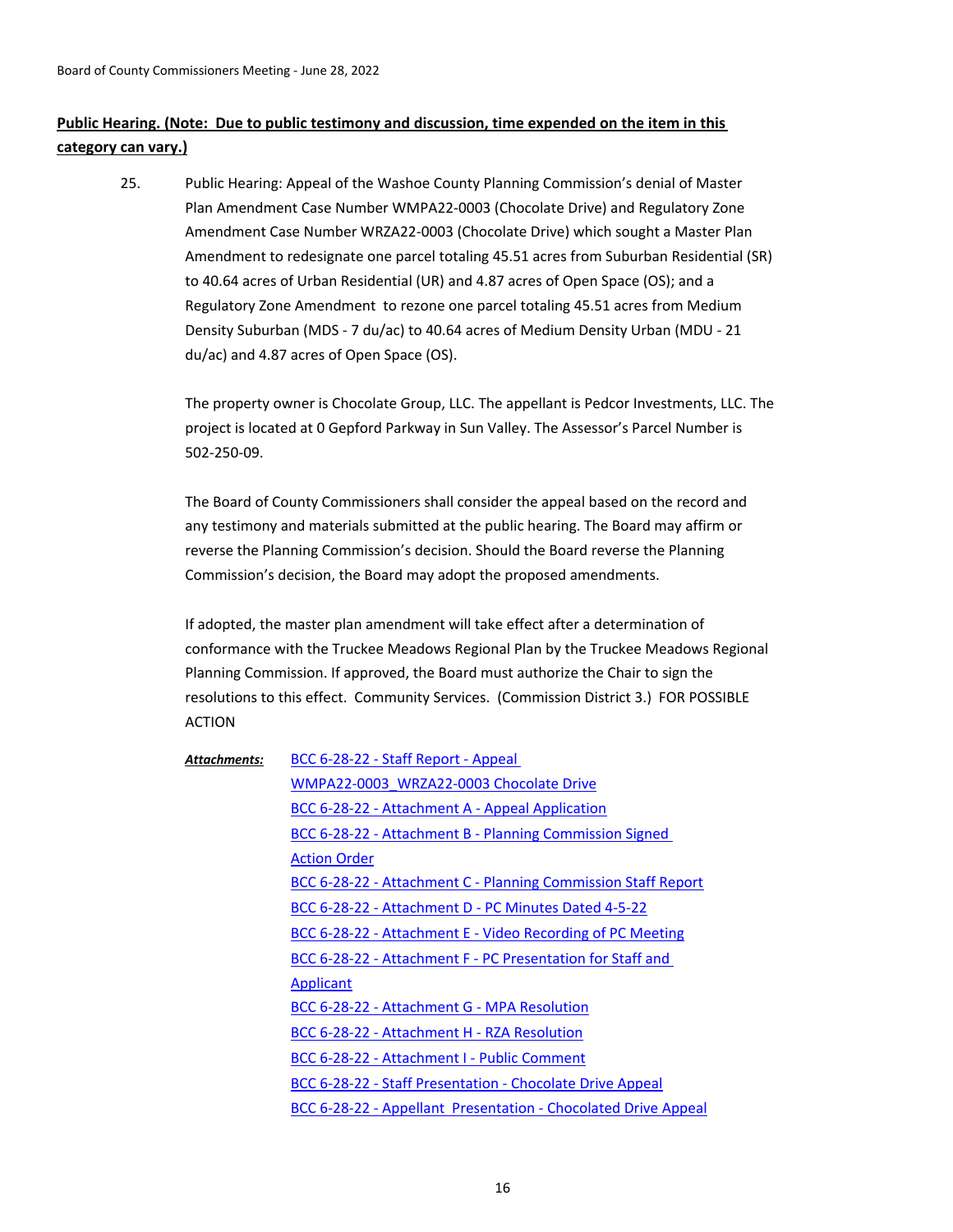**Public Hearing. (Note: Due to public testimony and discussion, time expended on the item in this category can vary.)**

25. Public Hearing: Appeal of the Washoe County Planning Commission's denial of Master Plan Amendment Case Number WMPA22-0003 (Chocolate Drive) and Regulatory Zone Amendment Case Number WRZA22-0003 (Chocolate Drive) which sought a Master Plan Amendment to redesignate one parcel totaling 45.51 acres from Suburban Residential (SR) to 40.64 acres of Urban Residential (UR) and 4.87 acres of Open Space (OS); and a Regulatory Zone Amendment to rezone one parcel totaling 45.51 acres from Medium Density Suburban (MDS - 7 du/ac) to 40.64 acres of Medium Density Urban (MDU - 21 du/ac) and 4.87 acres of Open Space (OS).

    The property owner is Chocolate Group, LLC. The appellant is Pedcor Investments, LLC. The project is located at 0 Gepford Parkway in Sun Valley. The Assessor's Parcel Number is 502-250-09.

    The Board of County Commissioners shall consider the appeal based on the record and any testimony and materials submitted at the public hearing. The Board may affirm or reverse the Planning Commission's decision. Should the Board reverse the Planning Commission's decision, the Board may adopt the proposed amendments.

    If adopted, the master plan amendment will take effect after a determination of conformance with the Truckee Meadows Regional Plan by the Truckee Meadows Regional Planning Commission. If approved, the Board must authorize the Chair to sign the resolutions to this effect. Community Services. (Commission District 3.) FOR POSSIBLE ACTION

***Attachments:***
- BCC 6-28-22 - Staff Report - Appeal WMPA22-0003_WRZA22-0003 Chocolate Drive
- BCC 6-28-22 - Attachment A - Appeal Application
- BCC 6-28-22 - Attachment B - Planning Commission Signed Action Order
- BCC 6-28-22 - Attachment C - Planning Commission Staff Report
- BCC 6-28-22 - Attachment D - PC Minutes Dated 4-5-22
- BCC 6-28-22 - Attachment E - Video Recording of PC Meeting
- BCC 6-28-22 - Attachment F - PC Presentation for Staff and Applicant
- BCC 6-28-22 - Attachment G - MPA Resolution
- BCC 6-28-22 - Attachment H - RZA Resolution
- BCC 6-28-22 - Attachment I - Public Comment
- BCC 6-28-22 - Staff Presentation - Chocolate Drive Appeal
- BCC 6-28-22 - Appellant Presentation - Chocolated Drive Appeal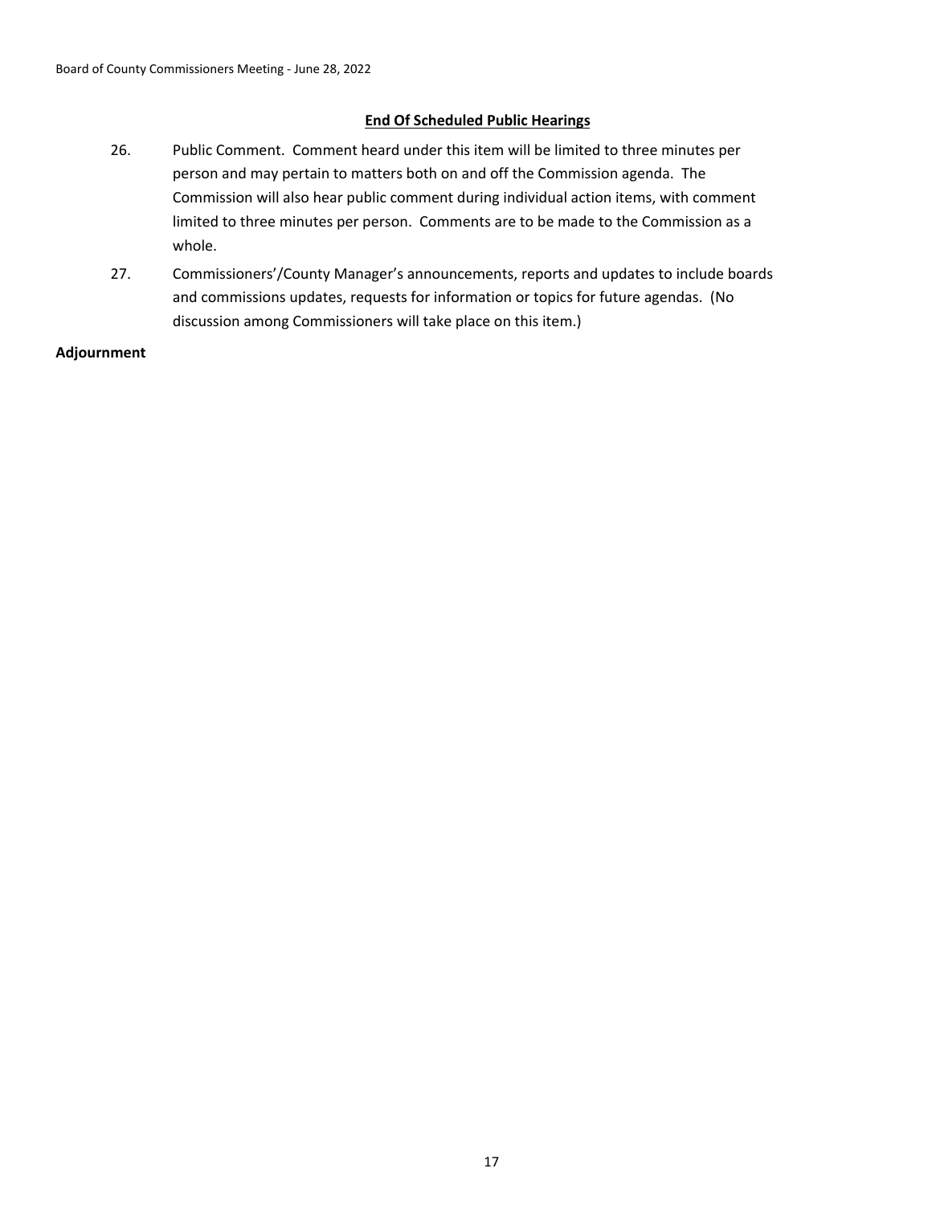**End Of Scheduled Public Hearings**

26. Public Comment. Comment heard under this item will be limited to three minutes per person and may pertain to matters both on and off the Commission agenda. The Commission will also hear public comment during individual action items, with comment limited to three minutes per person. Comments are to be made to the Commission as a whole.

27. Commissioners'/County Manager's announcements, reports and updates to include boards and commissions updates, requests for information or topics for future agendas. (No discussion among Commissioners will take place on this item.)

**Adjournment**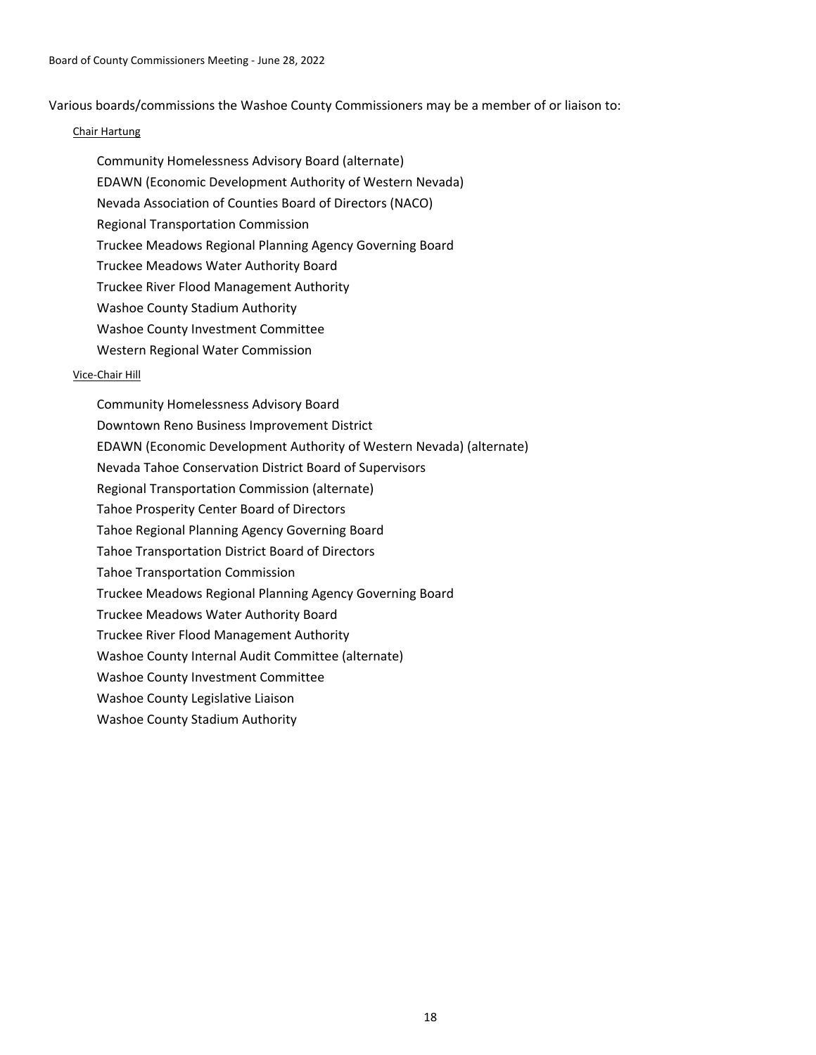Various boards/commissions the Washoe County Commissioners may be a member of or liaison to:

Chair Hartung

- Community Homelessness Advisory Board (alternate)
- EDAWN (Economic Development Authority of Western Nevada)
- Nevada Association of Counties Board of Directors (NACO)
- Regional Transportation Commission
- Truckee Meadows Regional Planning Agency Governing Board
- Truckee Meadows Water Authority Board
- Truckee River Flood Management Authority
- Washoe County Stadium Authority
- Washoe County Investment Committee
- Western Regional Water Commission

Vice-Chair Hill

- Community Homelessness Advisory Board
- Downtown Reno Business Improvement District
- EDAWN (Economic Development Authority of Western Nevada) (alternate)
- Nevada Tahoe Conservation District Board of Supervisors
- Regional Transportation Commission (alternate)
- Tahoe Prosperity Center Board of Directors
- Tahoe Regional Planning Agency Governing Board
- Tahoe Transportation District Board of Directors
- Tahoe Transportation Commission
- Truckee Meadows Regional Planning Agency Governing Board
- Truckee Meadows Water Authority Board
- Truckee River Flood Management Authority
- Washoe County Internal Audit Committee (alternate)
- Washoe County Investment Committee
- Washoe County Legislative Liaison
- Washoe County Stadium Authority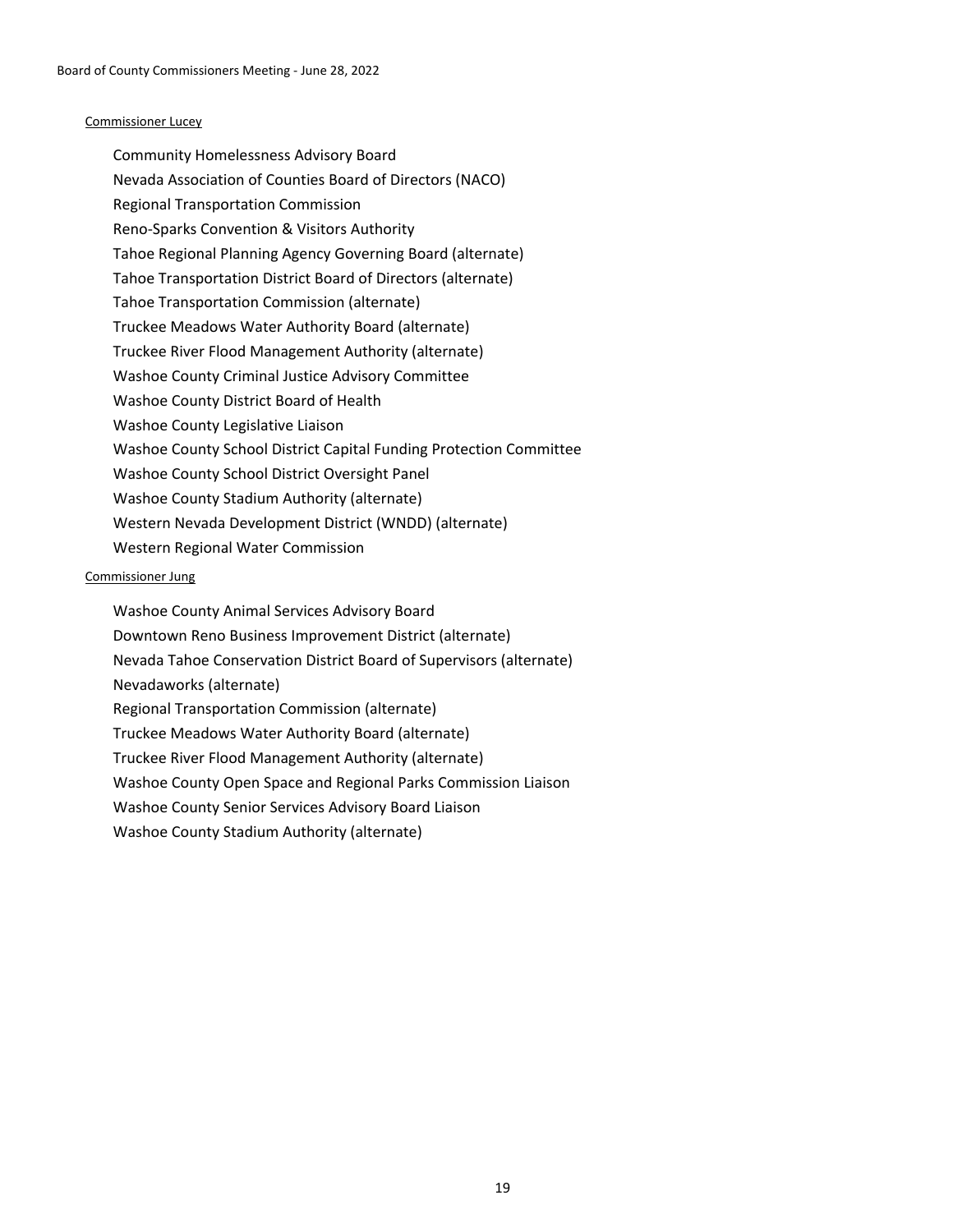Commissioner Lucey

- Community Homelessness Advisory Board
- Nevada Association of Counties Board of Directors (NACO)
- Regional Transportation Commission
- Reno-Sparks Convention & Visitors Authority
- Tahoe Regional Planning Agency Governing Board (alternate)
- Tahoe Transportation District Board of Directors (alternate)
- Tahoe Transportation Commission (alternate)
- Truckee Meadows Water Authority Board (alternate)
- Truckee River Flood Management Authority (alternate)
- Washoe County Criminal Justice Advisory Committee
- Washoe County District Board of Health
- Washoe County Legislative Liaison
- Washoe County School District Capital Funding Protection Committee
- Washoe County School District Oversight Panel
- Washoe County Stadium Authority (alternate)
- Western Nevada Development District (WNDD) (alternate)
- Western Regional Water Commission

Commissioner Jung

- Washoe County Animal Services Advisory Board
- Downtown Reno Business Improvement District (alternate)
- Nevada Tahoe Conservation District Board of Supervisors (alternate)
- Nevadaworks (alternate)
- Regional Transportation Commission (alternate)
- Truckee Meadows Water Authority Board (alternate)
- Truckee River Flood Management Authority (alternate)
- Washoe County Open Space and Regional Parks Commission Liaison
- Washoe County Senior Services Advisory Board Liaison
- Washoe County Stadium Authority (alternate)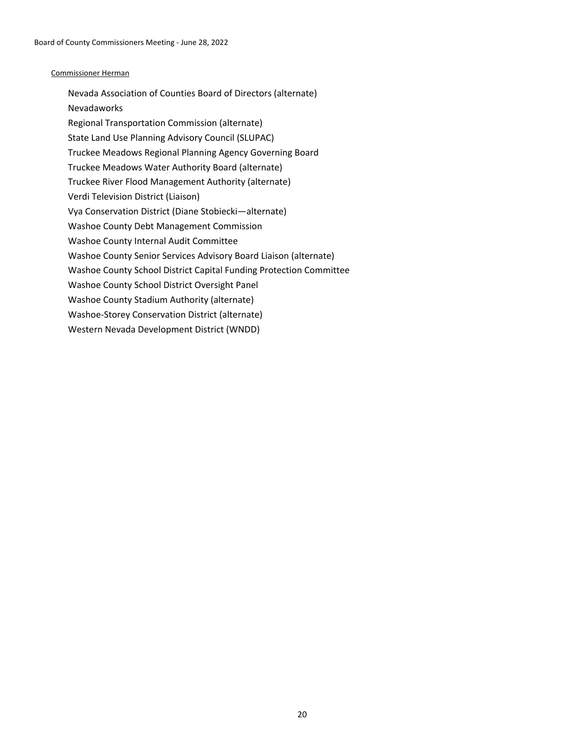Commissioner Herman

Nevada Association of Counties Board of Directors (alternate)
Nevadaworks
Regional Transportation Commission (alternate)
State Land Use Planning Advisory Council (SLUPAC)
Truckee Meadows Regional Planning Agency Governing Board
Truckee Meadows Water Authority Board (alternate)
Truckee River Flood Management Authority (alternate)
Verdi Television District (Liaison)
Vya Conservation District (Diane Stobiecki—alternate)
Washoe County Debt Management Commission
Washoe County Internal Audit Committee
Washoe County Senior Services Advisory Board Liaison (alternate)
Washoe County School District Capital Funding Protection Committee
Washoe County School District Oversight Panel
Washoe County Stadium Authority (alternate)
Washoe-Storey Conservation District (alternate)
Western Nevada Development District (WNDD)